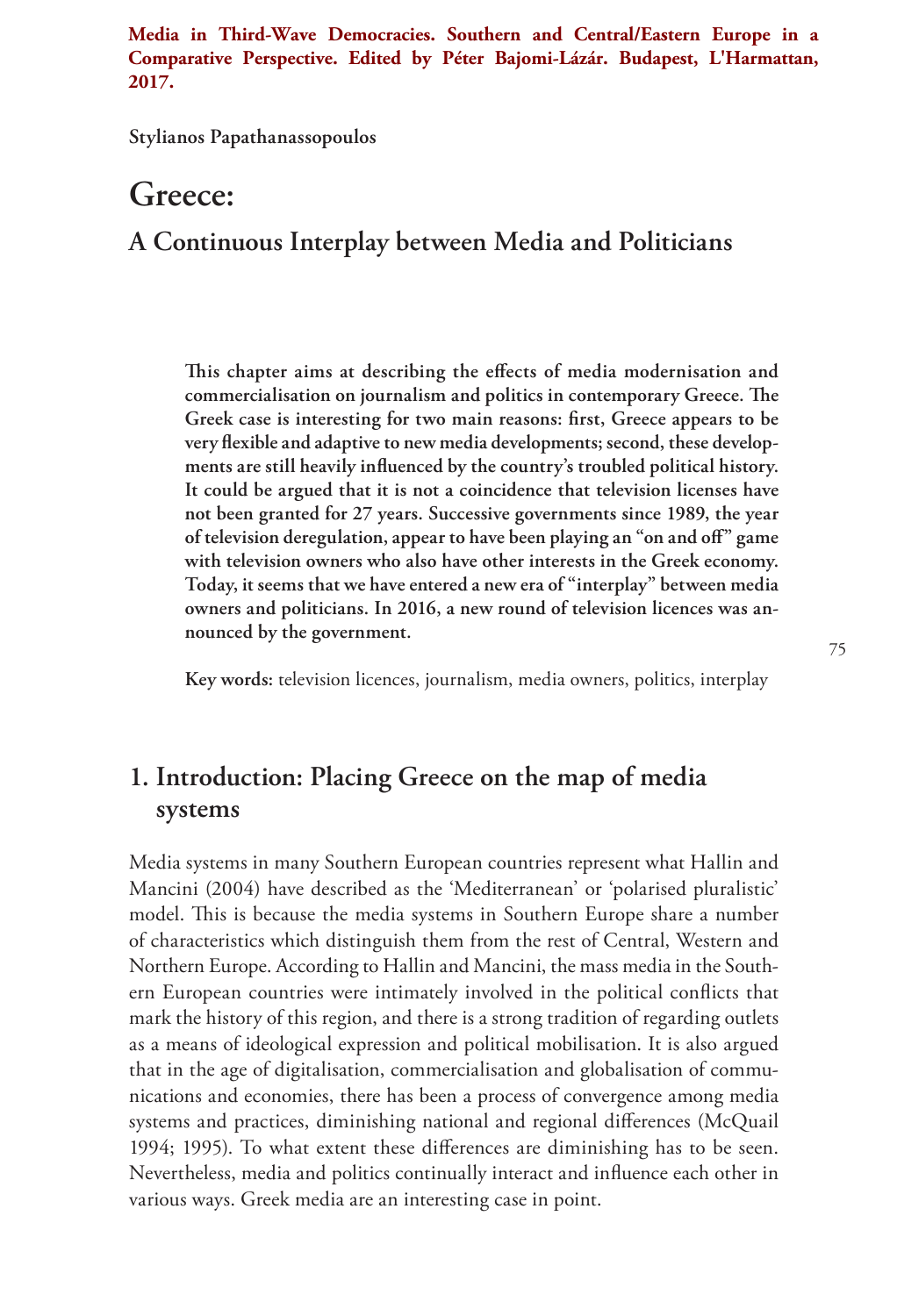**Media in Third-Wave Democracies. Southern and Central/Eastern Europe in a Comparative Perspective. Edited by Péter Bajomi-Lázár. Budapest, L'Harmattan, 2017.**

**Stylianos Papathanassopoulos**

# Greece:

## A Continuous Interplay between Media and Politicians

**This chapter aims at describing the effects of media modernisation and commercialisation on journalism and politics in contemporary Greece. The Greek case is interesting for two main reasons: first, Greece appears to be very flexible and adaptive to new media developments; second, these developments are still heavily influenced by the country's troubled political history. It could be argued that it is not a coincidence that television licenses have not been granted for 27 years. Successive governments since 1989, the year of television deregulation, appear to have been playing an "on and off" game with television owners who also have other interests in the Greek economy. Today, it seems that we have entered a new era of "interplay" between media owners and politicians. In 2016, a new round of television licences was announced by the government.**

**Key words:** television licences, journalism, media owners, politics, interplay

## 1. Introduction: Placing Greece on the map of media systems

Media systems in many Southern European countries represent what Hallin and Mancini (2004) have described as the 'Mediterranean' or 'polarised pluralistic' model. This is because the media systems in Southern Europe share a number of characteristics which distinguish them from the rest of Central, Western and Northern Europe. According to Hallin and Mancini, the mass media in the Southern European countries were intimately involved in the political conflicts that mark the history of this region, and there is a strong tradition of regarding outlets as a means of ideological expression and political mobilisation. It is also argued that in the age of digitalisation, commercialisation and globalisation of communications and economies, there has been a process of convergence among media systems and practices, diminishing national and regional differences (McQuail 1994; 1995). To what extent these differences are diminishing has to be seen. Nevertheless, media and politics continually interact and influence each other in various ways. Greek media are an interesting case in point.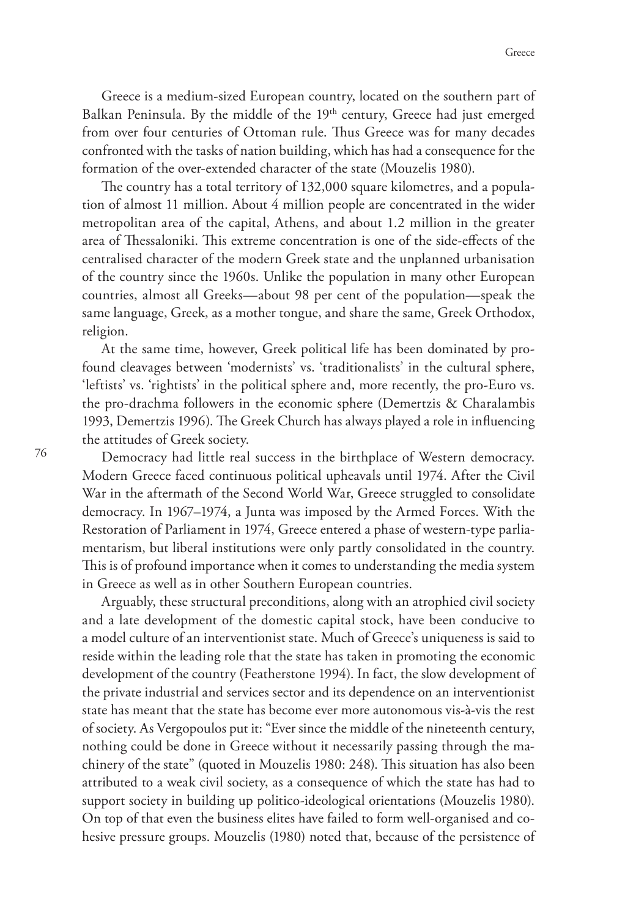Greece is a medium-sized European country, located on the southern part of Balkan Peninsula. By the middle of the 19th century, Greece had just emerged from over four centuries of Ottoman rule. Thus Greece was for many decades confronted with the tasks of nation building, which has had a consequence for the formation of the over-extended character of the state (Mouzelis 1980).

The country has a total territory of 132,000 square kilometres, and a population of almost 11 million. About 4 million people are concentrated in the wider metropolitan area of the capital, Athens, and about 1.2 million in the greater area of Thessaloniki. This extreme concentration is one of the side-effects of the centralised character of the modern Greek state and the unplanned urbanisation of the country since the 1960s. Unlike the population in many other European countries, almost all Greeks—about 98 per cent of the population—speak the same language, Greek, as a mother tongue, and share the same, Greek Orthodox, religion.

At the same time, however, Greek political life has been dominated by profound cleavages between 'modernists' vs. 'traditionalists' in the cultural sphere, 'leftists' vs. 'rightists' in the political sphere and, more recently, the pro-Euro vs. the pro-drachma followers in the economic sphere (Demertzis & Charalambis 1993, Demertzis 1996). The Greek Church has always played a role in influencing the attitudes of Greek society.

Democracy had little real success in the birthplace of Western democracy. Modern Greece faced continuous political upheavals until 1974. After the Civil War in the aftermath of the Second World War, Greece struggled to consolidate democracy. In 1967–1974, a Junta was imposed by the Armed Forces. With the Restoration of Parliament in 1974, Greece entered a phase of western-type parliamentarism, but liberal institutions were only partly consolidated in the country. This is of profound importance when it comes to understanding the media system in Greece as well as in other Southern European countries.

Arguably, these structural preconditions, along with an atrophied civil society and a late development of the domestic capital stock, have been conducive to a model culture of an interventionist state. Much of Greece's uniqueness is said to reside within the leading role that the state has taken in promoting the economic development of the country (Featherstone 1994). In fact, the slow development of the private industrial and services sector and its dependence on an interventionist state has meant that the state has become ever more autonomous vis-à-vis the rest of society. As Vergopoulos put it: "Ever since the middle of the nineteenth century, nothing could be done in Greece without it necessarily passing through the machinery of the state" (quoted in Mouzelis 1980: 248). This situation has also been attributed to a weak civil society, as a consequence of which the state has had to support society in building up politico-ideological orientations (Mouzelis 1980). On top of that even the business elites have failed to form well-organised and cohesive pressure groups. Mouzelis (1980) noted that, because of the persistence of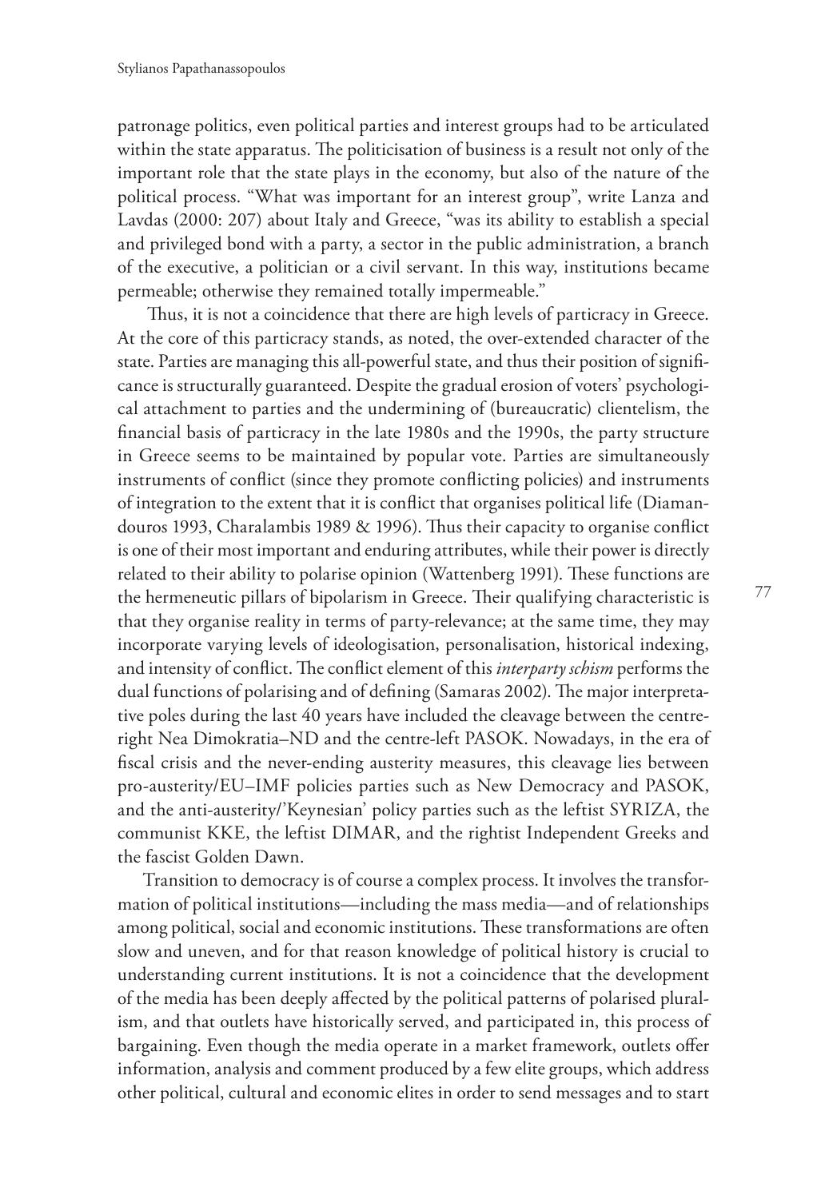patronage politics, even political parties and interest groups had to be articulated within the state apparatus. The politicisation of business is a result not only of the important role that the state plays in the economy, but also of the nature of the political process. "What was important for an interest group", write Lanza and Lavdas (2000: 207) about Italy and Greece, "was its ability to establish a special and privileged bond with a party, a sector in the public administration, a branch of the executive, a politician or a civil servant. In this way, institutions became permeable; otherwise they remained totally impermeable."

Thus, it is not a coincidence that there are high levels of particracy in Greece. At the core of this particracy stands, as noted, the over-extended character of the state. Parties are managing this all-powerful state, and thus their position of significance is structurally guaranteed. Despite the gradual erosion of voters' psychological attachment to parties and the undermining of (bureaucratic) clientelism, the financial basis of particracy in the late 1980s and the 1990s, the party structure in Greece seems to be maintained by popular vote. Parties are simultaneously instruments of conflict (since they promote conflicting policies) and instruments of integration to the extent that it is conflict that organises political life (Diamandouros 1993, Charalambis 1989 & 1996). Thus their capacity to organise conflict is one of their most important and enduring attributes, while their power is directly related to their ability to polarise opinion (Wattenberg 1991). These functions are the hermeneutic pillars of bipolarism in Greece. Their qualifying characteristic is that they organise reality in terms of party-relevance; at the same time, they may incorporate varying levels of ideologisation, personalisation, historical indexing, and intensity of conflict. The conflict element of this *interparty schism* performs the dual functions of polarising and of defining (Samaras 2002). The major interpretative poles during the last 40 years have included the cleavage between the centre-right Nea Dimokratia–ND and the centre-left PASOK. Nowadays, in the era of fiscal crisis and the never-ending austerity measures, this cleavage lies between pro-austerity/EU–IMF policies parties such as New Democracy and PASOK, and the anti-austerity/'Keynesian' policy parties such as the leftist SYRIZA, the communist KKE, the leftist DIMAR, and the rightist Independent Greeks and the fascist Golden Dawn.

Transition to democracy is of course a complex process. It involves the transformation of political institutions—including the mass media—and of relationships among political, social and economic institutions. These transformations are often slow and uneven, and for that reason knowledge of political history is crucial to understanding current institutions. It is not a coincidence that the development of the media has been deeply affected by the political patterns of polarised pluralism, and that outlets have historically served, and participated in, this process of bargaining. Even though the media operate in a market framework, outlets offer information, analysis and comment produced by a few elite groups, which address other political, cultural and economic elites in order to send messages and to start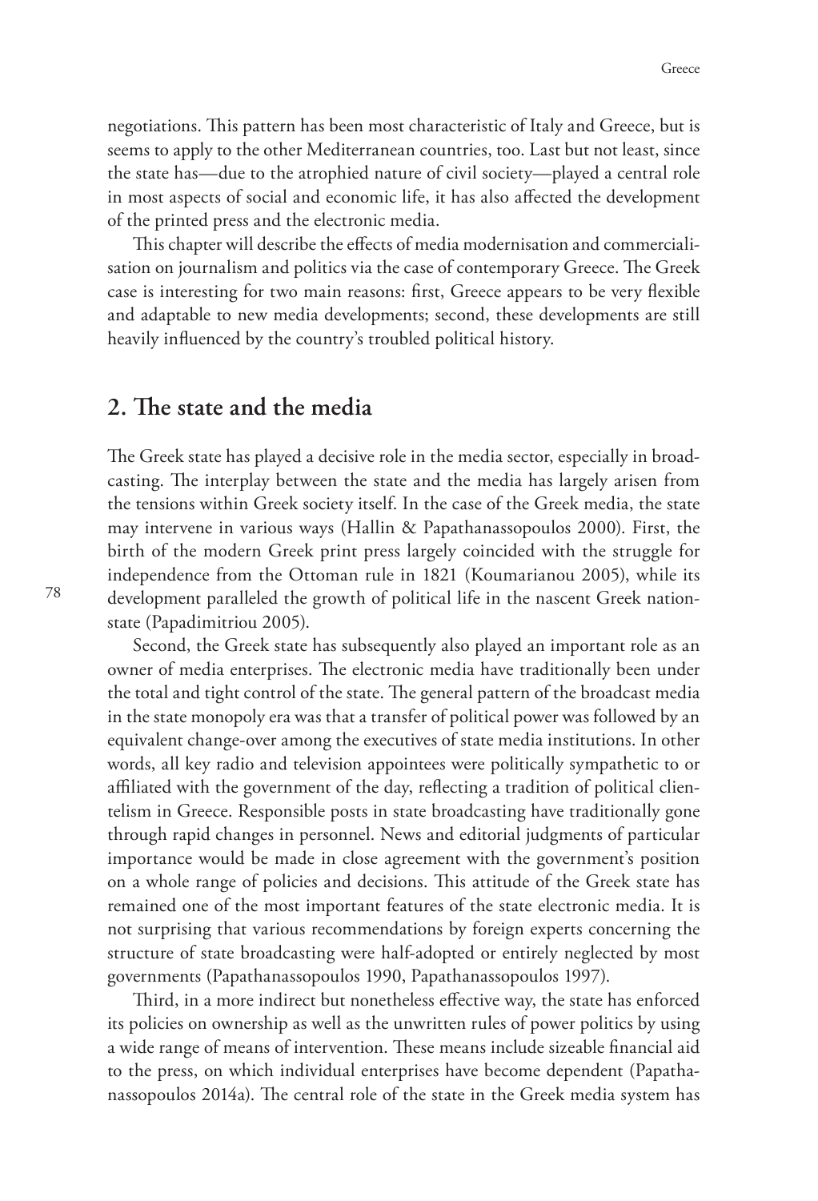negotiations. This pattern has been most characteristic of Italy and Greece, but is seems to apply to the other Mediterranean countries, too. Last but not least, since the state has—due to the atrophied nature of civil society—played a central role in most aspects of social and economic life, it has also affected the development of the printed press and the electronic media.

This chapter will describe the effects of media modernisation and commercialisation on journalism and politics via the case of contemporary Greece. The Greek case is interesting for two main reasons: first, Greece appears to be very flexible and adaptable to new media developments; second, these developments are still heavily influenced by the country's troubled political history.

## 2. The state and the media

The Greek state has played a decisive role in the media sector, especially in broadcasting. The interplay between the state and the media has largely arisen from the tensions within Greek society itself. In the case of the Greek media, the state may intervene in various ways (Hallin & Papathanassopoulos 2000). First, the birth of the modern Greek print press largely coincided with the struggle for independence from the Ottoman rule in 1821 (Koumarianou 2005), while its development paralleled the growth of political life in the nascent Greek nation-state (Papadimitriou 2005).

Second, the Greek state has subsequently also played an important role as an owner of media enterprises. The electronic media have traditionally been under the total and tight control of the state. The general pattern of the broadcast media in the state monopoly era was that a transfer of political power was followed by an equivalent change-over among the executives of state media institutions. In other words, all key radio and television appointees were politically sympathetic to or affiliated with the government of the day, reflecting a tradition of political clientelism in Greece. Responsible posts in state broadcasting have traditionally gone through rapid changes in personnel. News and editorial judgments of particular importance would be made in close agreement with the government's position on a whole range of policies and decisions. This attitude of the Greek state has remained one of the most important features of the state electronic media. It is not surprising that various recommendations by foreign experts concerning the structure of state broadcasting were half-adopted or entirely neglected by most governments (Papathanassopoulos 1990, Papathanassopoulos 1997).

Third, in a more indirect but nonetheless effective way, the state has enforced its policies on ownership as well as the unwritten rules of power politics by using a wide range of means of intervention. These means include sizeable financial aid to the press, on which individual enterprises have become dependent (Papathanassopoulos 2014a). The central role of the state in the Greek media system has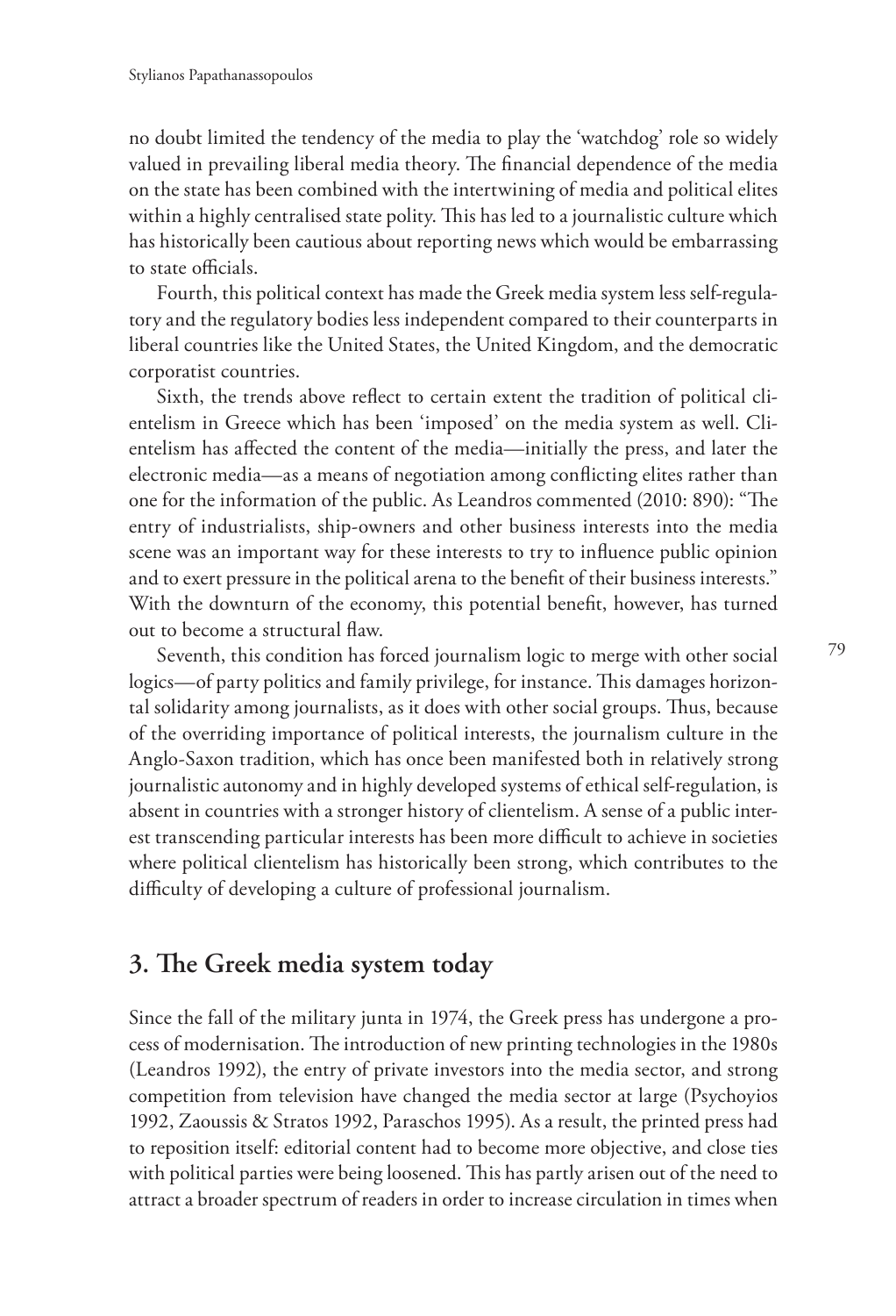no doubt limited the tendency of the media to play the 'watchdog' role so widely valued in prevailing liberal media theory. The financial dependence of the media on the state has been combined with the intertwining of media and political elites within a highly centralised state polity. This has led to a journalistic culture which has historically been cautious about reporting news which would be embarrassing to state officials.

Fourth, this political context has made the Greek media system less self-regulatory and the regulatory bodies less independent compared to their counterparts in liberal countries like the United States, the United Kingdom, and the democratic corporatist countries.

Sixth, the trends above reflect to certain extent the tradition of political clientelism in Greece which has been 'imposed' on the media system as well. Clientelism has affected the content of the media—initially the press, and later the electronic media—as a means of negotiation among conflicting elites rather than one for the information of the public. As Leandros commented (2010: 890): "The entry of industrialists, ship-owners and other business interests into the media scene was an important way for these interests to try to influence public opinion and to exert pressure in the political arena to the benefit of their business interests." With the downturn of the economy, this potential benefit, however, has turned out to become a structural flaw.

Seventh, this condition has forced journalism logic to merge with other social logics—of party politics and family privilege, for instance. This damages horizontal solidarity among journalists, as it does with other social groups. Thus, because of the overriding importance of political interests, the journalism culture in the Anglo-Saxon tradition, which has once been manifested both in relatively strong journalistic autonomy and in highly developed systems of ethical self-regulation, is absent in countries with a stronger history of clientelism. A sense of a public interest transcending particular interests has been more difficult to achieve in societies where political clientelism has historically been strong, which contributes to the difficulty of developing a culture of professional journalism.

## 3. The Greek media system today

Since the fall of the military junta in 1974, the Greek press has undergone a process of modernisation. The introduction of new printing technologies in the 1980s (Leandros 1992), the entry of private investors into the media sector, and strong competition from television have changed the media sector at large (Psychoyios 1992, Zaoussis & Stratos 1992, Paraschos 1995). As a result, the printed press had to reposition itself: editorial content had to become more objective, and close ties with political parties were being loosened. This has partly arisen out of the need to attract a broader spectrum of readers in order to increase circulation in times when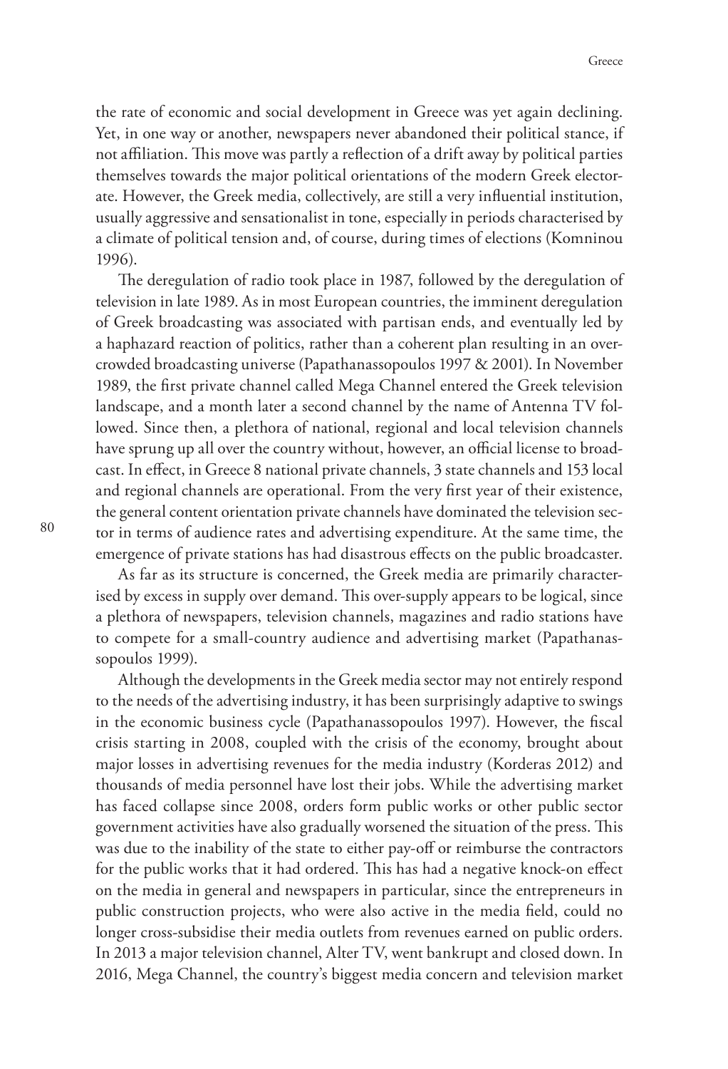the rate of economic and social development in Greece was yet again declining. Yet, in one way or another, newspapers never abandoned their political stance, if not affiliation. This move was partly a reflection of a drift away by political parties themselves towards the major political orientations of the modern Greek electorate. However, the Greek media, collectively, are still a very influential institution, usually aggressive and sensationalist in tone, especially in periods characterised by a climate of political tension and, of course, during times of elections (Komninou 1996).

The deregulation of radio took place in 1987, followed by the deregulation of television in late 1989. As in most European countries, the imminent deregulation of Greek broadcasting was associated with partisan ends, and eventually led by a haphazard reaction of politics, rather than a coherent plan resulting in an overcrowded broadcasting universe (Papathanassopoulos 1997 & 2001). In November 1989, the first private channel called Mega Channel entered the Greek television landscape, and a month later a second channel by the name of Antenna TV followed. Since then, a plethora of national, regional and local television channels have sprung up all over the country without, however, an official license to broadcast. In effect, in Greece 8 national private channels, 3 state channels and 153 local and regional channels are operational. From the very first year of their existence, the general content orientation private channels have dominated the television sector in terms of audience rates and advertising expenditure. At the same time, the emergence of private stations has had disastrous effects on the public broadcaster.

As far as its structure is concerned, the Greek media are primarily characterised by excess in supply over demand. This over-supply appears to be logical, since a plethora of newspapers, television channels, magazines and radio stations have to compete for a small-country audience and advertising market (Papathanassopoulos 1999).

Although the developments in the Greek media sector may not entirely respond to the needs of the advertising industry, it has been surprisingly adaptive to swings in the economic business cycle (Papathanassopoulos 1997). However, the fiscal crisis starting in 2008, coupled with the crisis of the economy, brought about major losses in advertising revenues for the media industry (Korderas 2012) and thousands of media personnel have lost their jobs. While the advertising market has faced collapse since 2008, orders form public works or other public sector government activities have also gradually worsened the situation of the press. This was due to the inability of the state to either pay-off or reimburse the contractors for the public works that it had ordered. This has had a negative knock-on effect on the media in general and newspapers in particular, since the entrepreneurs in public construction projects, who were also active in the media field, could no longer cross-subsidise their media outlets from revenues earned on public orders. In 2013 a major television channel, Alter TV, went bankrupt and closed down. In 2016, Mega Channel, the country's biggest media concern and television market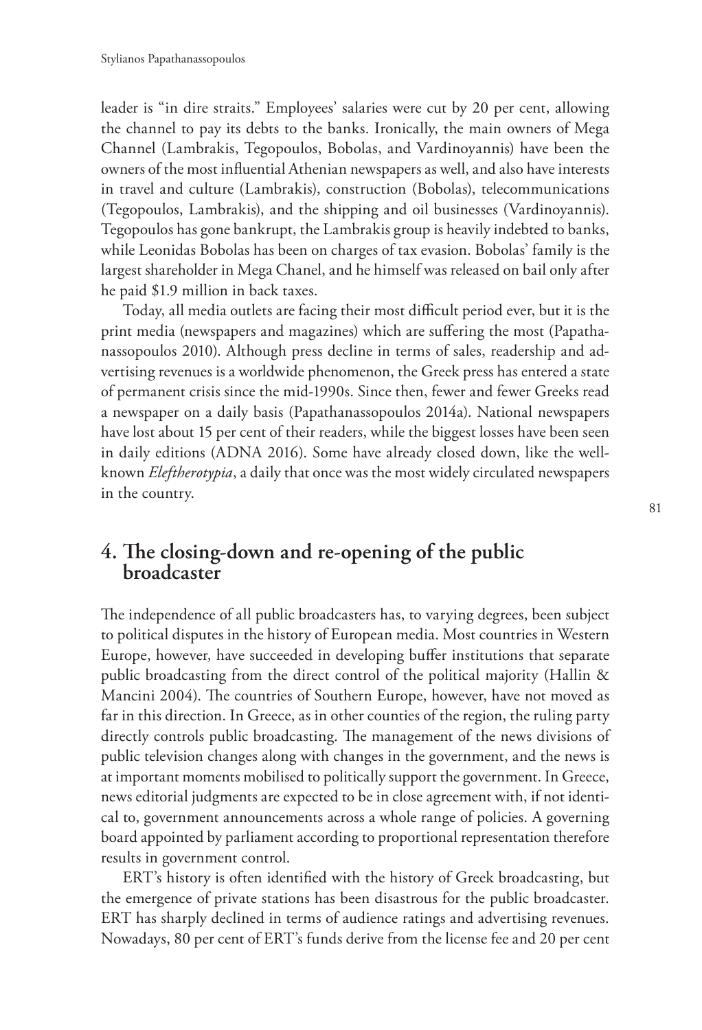leader is "in dire straits." Employees' salaries were cut by 20 per cent, allowing the channel to pay its debts to the banks. Ironically, the main owners of Mega Channel (Lambrakis, Tegopoulos, Bobolas, and Vardinoyannis) have been the owners of the most influential Athenian newspapers as well, and also have interests in travel and culture (Lambrakis), construction (Bobolas), telecommunications (Tegopoulos, Lambrakis), and the shipping and oil businesses (Vardinoyannis). Tegopoulos has gone bankrupt, the Lambrakis group is heavily indebted to banks, while Leonidas Bobolas has been on charges of tax evasion. Bobolas' family is the largest shareholder in Mega Chanel, and he himself was released on bail only after he paid $1.9 million in back taxes.

Today, all media outlets are facing their most difficult period ever, but it is the print media (newspapers and magazines) which are suffering the most (Papathanassopoulos 2010). Although press decline in terms of sales, readership and advertising revenues is a worldwide phenomenon, the Greek press has entered a state of permanent crisis since the mid-1990s. Since then, fewer and fewer Greeks read a newspaper on a daily basis (Papathanassopoulos 2014a). National newspapers have lost about 15 per cent of their readers, while the biggest losses have been seen in daily editions (ADNA 2016). Some have already closed down, like the well-known *Eleftherotypia*, a daily that once was the most widely circulated newspapers in the country.

## 4. The closing-down and re-opening of the public broadcaster

The independence of all public broadcasters has, to varying degrees, been subject to political disputes in the history of European media. Most countries in Western Europe, however, have succeeded in developing buffer institutions that separate public broadcasting from the direct control of the political majority (Hallin & Mancini 2004). The countries of Southern Europe, however, have not moved as far in this direction. In Greece, as in other counties of the region, the ruling party directly controls public broadcasting. The management of the news divisions of public television changes along with changes in the government, and the news is at important moments mobilised to politically support the government. In Greece, news editorial judgments are expected to be in close agreement with, if not identical to, government announcements across a whole range of policies. A governing board appointed by parliament according to proportional representation therefore results in government control.

ERT's history is often identified with the history of Greek broadcasting, but the emergence of private stations has been disastrous for the public broadcaster. ERT has sharply declined in terms of audience ratings and advertising revenues. Nowadays, 80 per cent of ERT's funds derive from the license fee and 20 per cent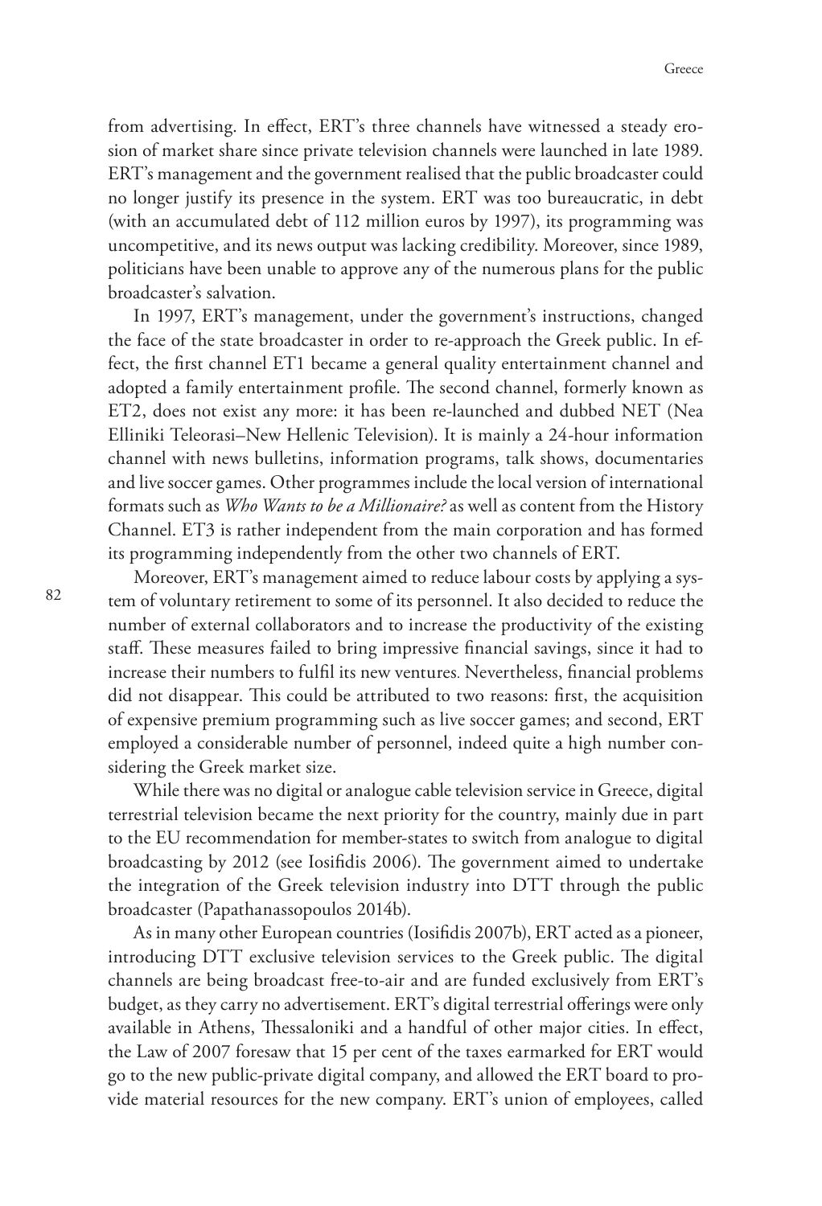from advertising. In effect, ERT's three channels have witnessed a steady erosion of market share since private television channels were launched in late 1989. ERT's management and the government realised that the public broadcaster could no longer justify its presence in the system. ERT was too bureaucratic, in debt (with an accumulated debt of 112 million euros by 1997), its programming was uncompetitive, and its news output was lacking credibility. Moreover, since 1989, politicians have been unable to approve any of the numerous plans for the public broadcaster's salvation.

In 1997, ERT's management, under the government's instructions, changed the face of the state broadcaster in order to re-approach the Greek public. In effect, the first channel ET1 became a general quality entertainment channel and adopted a family entertainment profile. The second channel, formerly known as ET2, does not exist any more: it has been re-launched and dubbed NET (Nea Elliniki Teleorasi–New Hellenic Television). It is mainly a 24-hour information channel with news bulletins, information programs, talk shows, documentaries and live soccer games. Other programmes include the local version of international formats such as *Who Wants to be a Millionaire?* as well as content from the History Channel. ET3 is rather independent from the main corporation and has formed its programming independently from the other two channels of ERT.

Moreover, ERT's management aimed to reduce labour costs by applying a system of voluntary retirement to some of its personnel. It also decided to reduce the number of external collaborators and to increase the productivity of the existing staff. These measures failed to bring impressive financial savings, since it had to increase their numbers to fulfil its new ventures. Nevertheless, financial problems did not disappear. This could be attributed to two reasons: first, the acquisition of expensive premium programming such as live soccer games; and second, ERT employed a considerable number of personnel, indeed quite a high number considering the Greek market size.

While there was no digital or analogue cable television service in Greece, digital terrestrial television became the next priority for the country, mainly due in part to the EU recommendation for member-states to switch from analogue to digital broadcasting by 2012 (see Iosifidis 2006). The government aimed to undertake the integration of the Greek television industry into DTT through the public broadcaster (Papathanassopoulos 2014b).

As in many other European countries (Iosifidis 2007b), ERT acted as a pioneer, introducing DTT exclusive television services to the Greek public. The digital channels are being broadcast free-to-air and are funded exclusively from ERT's budget, as they carry no advertisement. ERT's digital terrestrial offerings were only available in Athens, Thessaloniki and a handful of other major cities. In effect, the Law of 2007 foresaw that 15 per cent of the taxes earmarked for ERT would go to the new public-private digital company, and allowed the ERT board to provide material resources for the new company. ERT's union of employees, called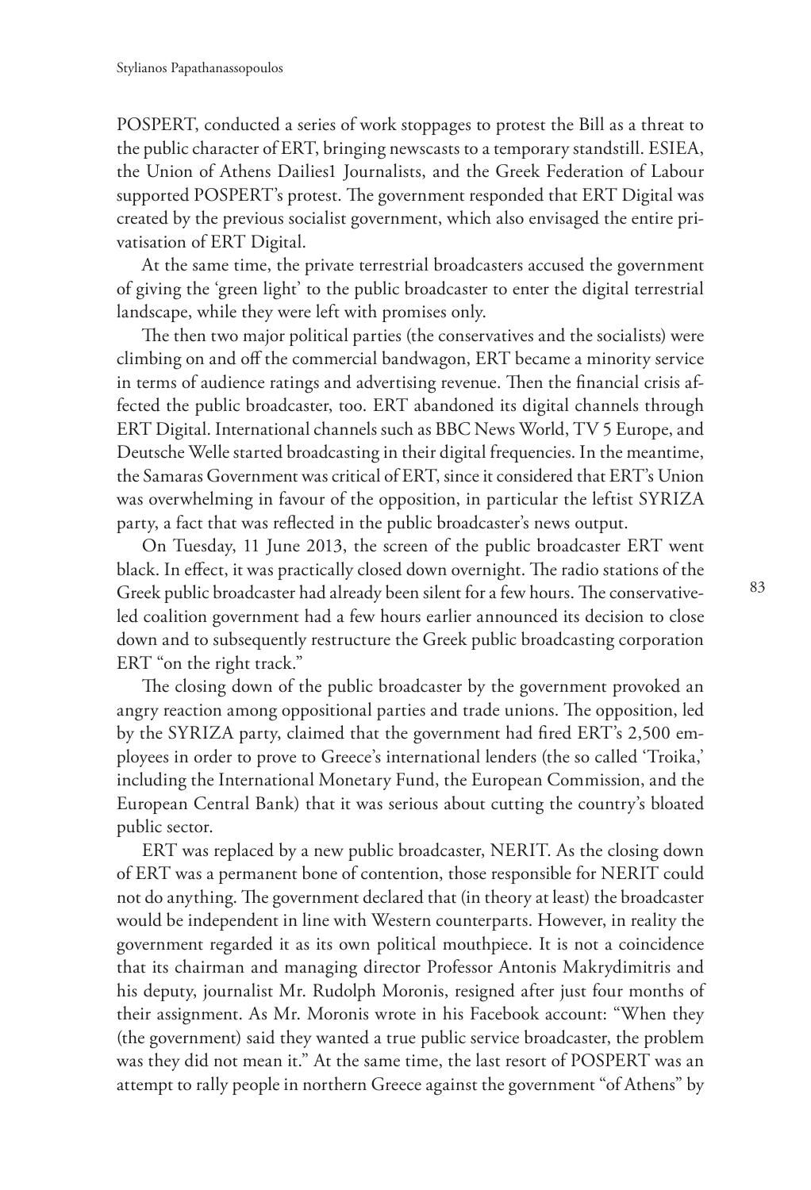POSPERT, conducted a series of work stoppages to protest the Bill as a threat to the public character of ERT, bringing newscasts to a temporary standstill. ESIEA, the Union of Athens Dailies1 Journalists, and the Greek Federation of Labour supported POSPERT's protest. The government responded that ERT Digital was created by the previous socialist government, which also envisaged the entire privatisation of ERT Digital.

At the same time, the private terrestrial broadcasters accused the government of giving the 'green light' to the public broadcaster to enter the digital terrestrial landscape, while they were left with promises only.

The then two major political parties (the conservatives and the socialists) were climbing on and off the commercial bandwagon, ERT became a minority service in terms of audience ratings and advertising revenue. Then the financial crisis affected the public broadcaster, too. ERT abandoned its digital channels through ERT Digital. International channels such as BBC News World, TV 5 Europe, and Deutsche Welle started broadcasting in their digital frequencies. In the meantime, the Samaras Government was critical of ERT, since it considered that ERT's Union was overwhelming in favour of the opposition, in particular the leftist SYRIZA party, a fact that was reflected in the public broadcaster's news output.

On Tuesday, 11 June 2013, the screen of the public broadcaster ERT went black. In effect, it was practically closed down overnight. The radio stations of the Greek public broadcaster had already been silent for a few hours. The conservative-led coalition government had a few hours earlier announced its decision to close down and to subsequently restructure the Greek public broadcasting corporation ERT "on the right track."

The closing down of the public broadcaster by the government provoked an angry reaction among oppositional parties and trade unions. The opposition, led by the SYRIZA party, claimed that the government had fired ERT's 2,500 employees in order to prove to Greece's international lenders (the so called 'Troika,' including the International Monetary Fund, the European Commission, and the European Central Bank) that it was serious about cutting the country's bloated public sector.

ERT was replaced by a new public broadcaster, NERIT. As the closing down of ERT was a permanent bone of contention, those responsible for NERIT could not do anything. The government declared that (in theory at least) the broadcaster would be independent in line with Western counterparts. However, in reality the government regarded it as its own political mouthpiece. It is not a coincidence that its chairman and managing director Professor Antonis Makrydimitris and his deputy, journalist Mr. Rudolph Moronis, resigned after just four months of their assignment. As Mr. Moronis wrote in his Facebook account: "When they (the government) said they wanted a true public service broadcaster, the problem was they did not mean it." At the same time, the last resort of POSPERT was an attempt to rally people in northern Greece against the government "of Athens" by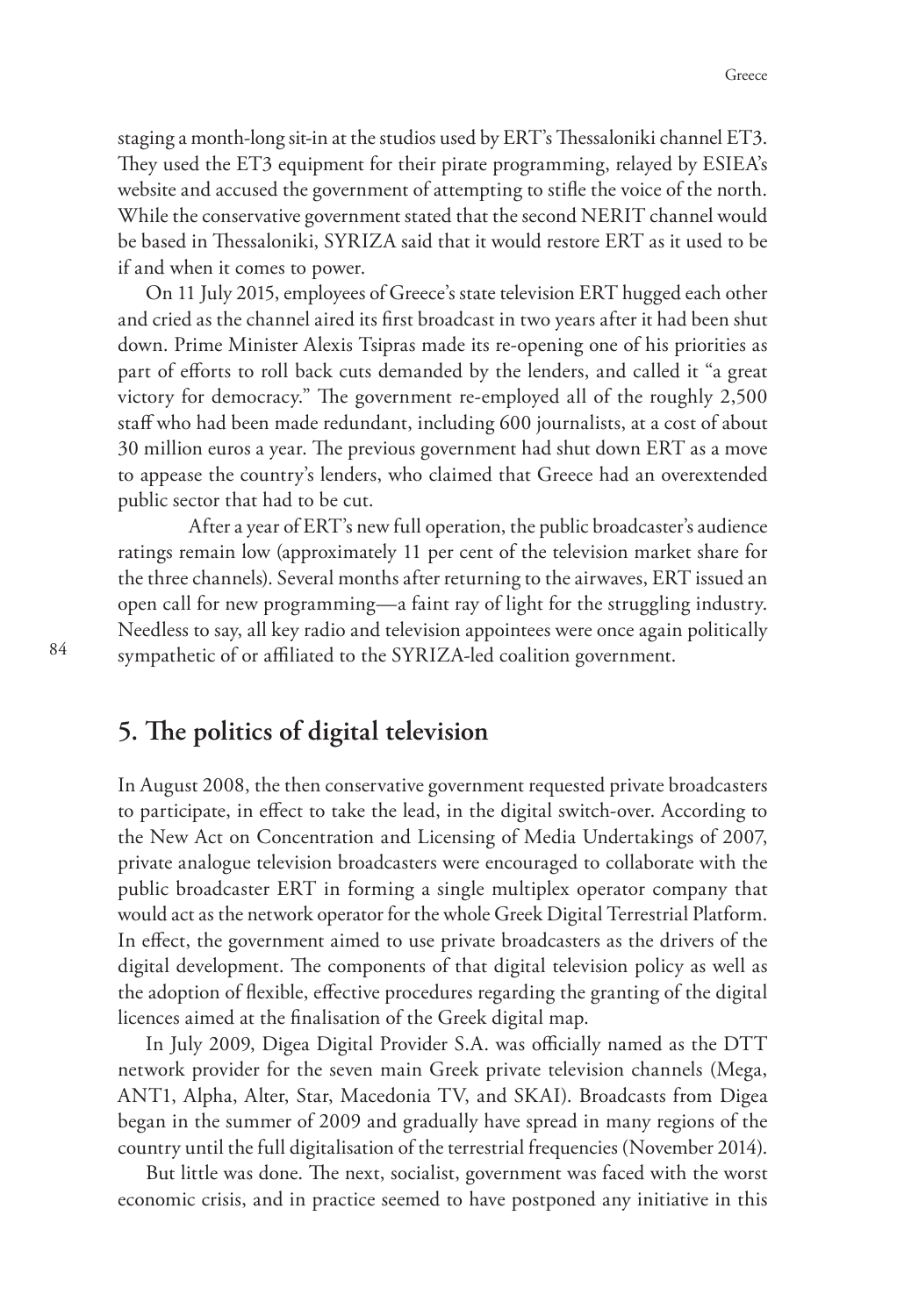staging a month-long sit-in at the studios used by ERT's Thessaloniki channel ET3. They used the ET3 equipment for their pirate programming, relayed by ESIEA's website and accused the government of attempting to stifle the voice of the north. While the conservative government stated that the second NERIT channel would be based in Thessaloniki, SYRIZA said that it would restore ERT as it used to be if and when it comes to power.

On 11 July 2015, employees of Greece's state television ERT hugged each other and cried as the channel aired its first broadcast in two years after it had been shut down. Prime Minister Alexis Tsipras made its re-opening one of his priorities as part of efforts to roll back cuts demanded by the lenders, and called it "a great victory for democracy." The government re-employed all of the roughly 2,500 staff who had been made redundant, including 600 journalists, at a cost of about 30 million euros a year. The previous government had shut down ERT as a move to appease the country's lenders, who claimed that Greece had an overextended public sector that had to be cut.

After a year of ERT's new full operation, the public broadcaster's audience ratings remain low (approximately 11 per cent of the television market share for the three channels). Several months after returning to the airwaves, ERT issued an open call for new programming—a faint ray of light for the struggling industry. Needless to say, all key radio and television appointees were once again politically sympathetic of or affiliated to the SYRIZA-led coalition government.

## 5. The politics of digital television

In August 2008, the then conservative government requested private broadcasters to participate, in effect to take the lead, in the digital switch-over. According to the New Act on Concentration and Licensing of Media Undertakings of 2007, private analogue television broadcasters were encouraged to collaborate with the public broadcaster ERT in forming a single multiplex operator company that would act as the network operator for the whole Greek Digital Terrestrial Platform. In effect, the government aimed to use private broadcasters as the drivers of the digital development. The components of that digital television policy as well as the adoption of flexible, effective procedures regarding the granting of the digital licences aimed at the finalisation of the Greek digital map.

In July 2009, Digea Digital Provider S.A. was officially named as the DTT network provider for the seven main Greek private television channels (Mega, ANT1, Alpha, Alter, Star, Macedonia TV, and SKAI). Broadcasts from Digea began in the summer of 2009 and gradually have spread in many regions of the country until the full digitalisation of the terrestrial frequencies (November 2014).

But little was done. The next, socialist, government was faced with the worst economic crisis, and in practice seemed to have postponed any initiative in this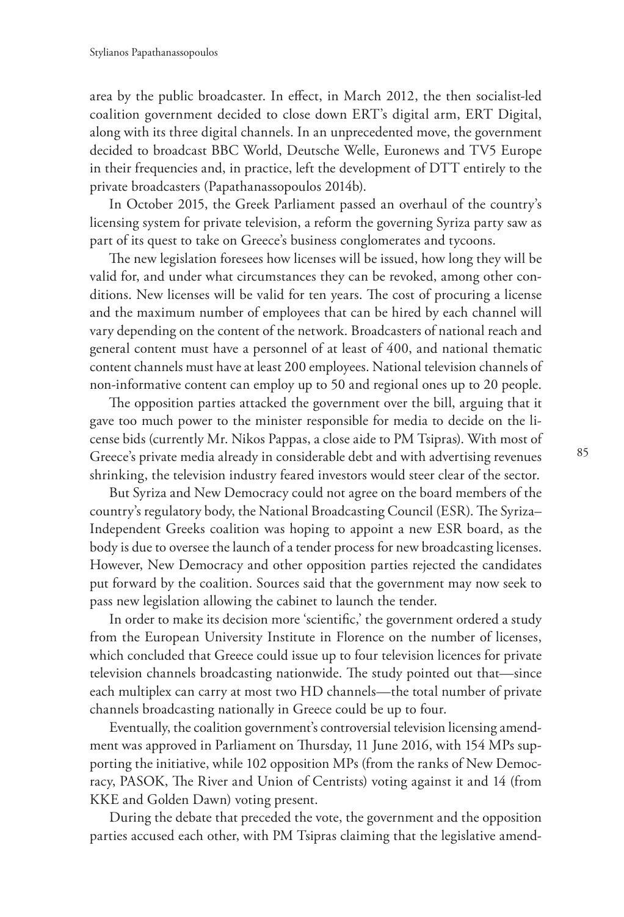area by the public broadcaster. In effect, in March 2012, the then socialist-led coalition government decided to close down ERT's digital arm, ERT Digital, along with its three digital channels. In an unprecedented move, the government decided to broadcast BBC World, Deutsche Welle, Euronews and TV5 Europe in their frequencies and, in practice, left the development of DTT entirely to the private broadcasters (Papathanassopoulos 2014b).

In October 2015, the Greek Parliament passed an overhaul of the country's licensing system for private television, a reform the governing Syriza party saw as part of its quest to take on Greece's business conglomerates and tycoons.

The new legislation foresees how licenses will be issued, how long they will be valid for, and under what circumstances they can be revoked, among other conditions. New licenses will be valid for ten years. The cost of procuring a license and the maximum number of employees that can be hired by each channel will vary depending on the content of the network. Broadcasters of national reach and general content must have a personnel of at least of 400, and national thematic content channels must have at least 200 employees. National television channels of non-informative content can employ up to 50 and regional ones up to 20 people.

The opposition parties attacked the government over the bill, arguing that it gave too much power to the minister responsible for media to decide on the license bids (currently Mr. Nikos Pappas, a close aide to PM Tsipras). With most of Greece's private media already in considerable debt and with advertising revenues shrinking, the television industry feared investors would steer clear of the sector.

But Syriza and New Democracy could not agree on the board members of the country's regulatory body, the National Broadcasting Council (ESR). The Syriza–Independent Greeks coalition was hoping to appoint a new ESR board, as the body is due to oversee the launch of a tender process for new broadcasting licenses. However, New Democracy and other opposition parties rejected the candidates put forward by the coalition. Sources said that the government may now seek to pass new legislation allowing the cabinet to launch the tender.

In order to make its decision more 'scientific,' the government ordered a study from the European University Institute in Florence on the number of licenses, which concluded that Greece could issue up to four television licences for private television channels broadcasting nationwide. The study pointed out that—since each multiplex can carry at most two HD channels—the total number of private channels broadcasting nationally in Greece could be up to four.

Eventually, the coalition government's controversial television licensing amendment was approved in Parliament on Thursday, 11 June 2016, with 154 MPs supporting the initiative, while 102 opposition MPs (from the ranks of New Democracy, PASOK, The River and Union of Centrists) voting against it and 14 (from KKE and Golden Dawn) voting present.

During the debate that preceded the vote, the government and the opposition parties accused each other, with PM Tsipras claiming that the legislative amend-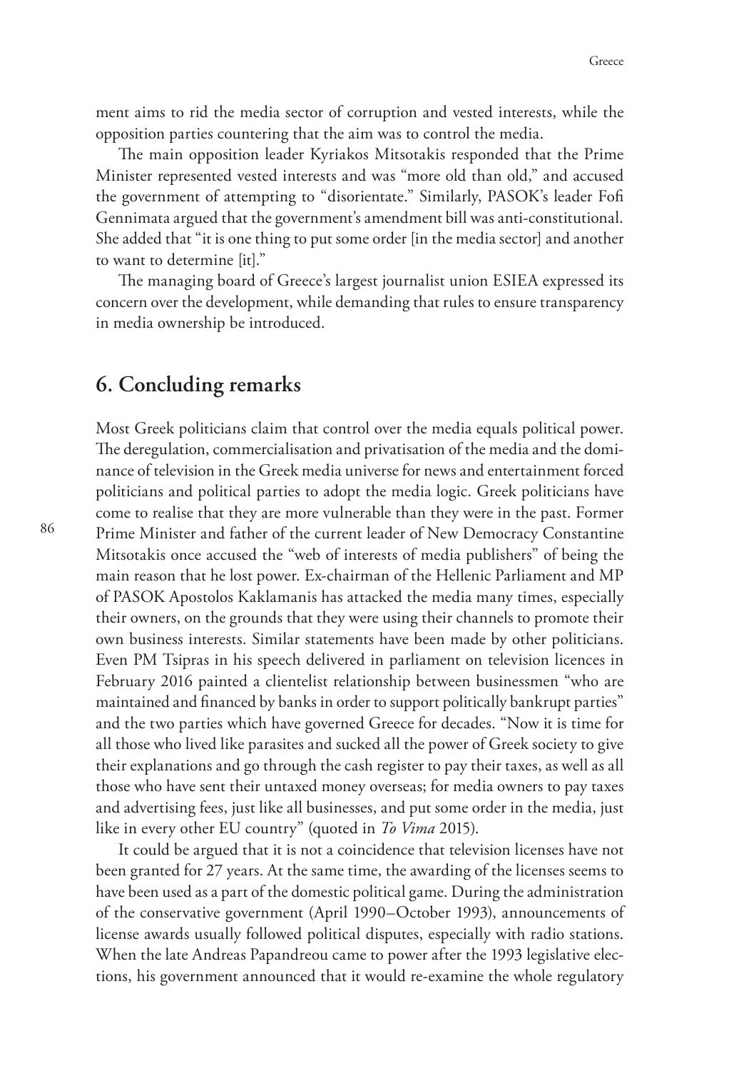ment aims to rid the media sector of corruption and vested interests, while the opposition parties countering that the aim was to control the media.

The main opposition leader Kyriakos Mitsotakis responded that the Prime Minister represented vested interests and was "more old than old," and accused the government of attempting to "disorientate." Similarly, PASOK's leader Fofi Gennimata argued that the government's amendment bill was anti-constitutional. She added that "it is one thing to put some order [in the media sector] and another to want to determine [it]."

The managing board of Greece's largest journalist union ESIEA expressed its concern over the development, while demanding that rules to ensure transparency in media ownership be introduced.

## 6. Concluding remarks

Most Greek politicians claim that control over the media equals political power. The deregulation, commercialisation and privatisation of the media and the dominance of television in the Greek media universe for news and entertainment forced politicians and political parties to adopt the media logic. Greek politicians have come to realise that they are more vulnerable than they were in the past. Former Prime Minister and father of the current leader of New Democracy Constantine Mitsotakis once accused the "web of interests of media publishers" of being the main reason that he lost power. Ex-chairman of the Hellenic Parliament and MP of PASOK Apostolos Kaklamanis has attacked the media many times, especially their owners, on the grounds that they were using their channels to promote their own business interests. Similar statements have been made by other politicians. Even PM Tsipras in his speech delivered in parliament on television licences in February 2016 painted a clientelist relationship between businessmen "who are maintained and financed by banks in order to support politically bankrupt parties" and the two parties which have governed Greece for decades. "Now it is time for all those who lived like parasites and sucked all the power of Greek society to give their explanations and go through the cash register to pay their taxes, as well as all those who have sent their untaxed money overseas; for media owners to pay taxes and advertising fees, just like all businesses, and put some order in the media, just like in every other EU country" (quoted in *To Vima* 2015).

It could be argued that it is not a coincidence that television licenses have not been granted for 27 years. At the same time, the awarding of the licenses seems to have been used as a part of the domestic political game. During the administration of the conservative government (April 1990–October 1993), announcements of license awards usually followed political disputes, especially with radio stations. When the late Andreas Papandreou came to power after the 1993 legislative elections, his government announced that it would re-examine the whole regulatory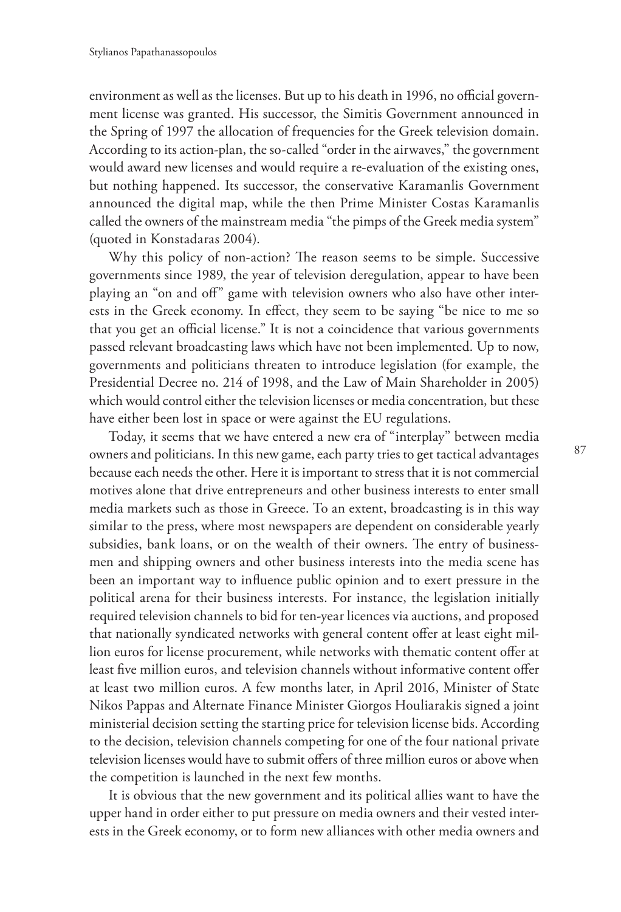environment as well as the licenses. But up to his death in 1996, no official government license was granted. His successor, the Simitis Government announced in the Spring of 1997 the allocation of frequencies for the Greek television domain. According to its action-plan, the so-called "order in the airwaves," the government would award new licenses and would require a re-evaluation of the existing ones, but nothing happened. Its successor, the conservative Karamanlis Government announced the digital map, while the then Prime Minister Costas Karamanlis called the owners of the mainstream media "the pimps of the Greek media system" (quoted in Konstadaras 2004).

Why this policy of non-action? The reason seems to be simple. Successive governments since 1989, the year of television deregulation, appear to have been playing an "on and off" game with television owners who also have other interests in the Greek economy. In effect, they seem to be saying "be nice to me so that you get an official license." It is not a coincidence that various governments passed relevant broadcasting laws which have not been implemented. Up to now, governments and politicians threaten to introduce legislation (for example, the Presidential Decree no. 214 of 1998, and the Law of Main Shareholder in 2005) which would control either the television licenses or media concentration, but these have either been lost in space or were against the EU regulations.

Today, it seems that we have entered a new era of "interplay" between media owners and politicians. In this new game, each party tries to get tactical advantages because each needs the other. Here it is important to stress that it is not commercial motives alone that drive entrepreneurs and other business interests to enter small media markets such as those in Greece. To an extent, broadcasting is in this way similar to the press, where most newspapers are dependent on considerable yearly subsidies, bank loans, or on the wealth of their owners. The entry of businessmen and shipping owners and other business interests into the media scene has been an important way to influence public opinion and to exert pressure in the political arena for their business interests. For instance, the legislation initially required television channels to bid for ten-year licences via auctions, and proposed that nationally syndicated networks with general content offer at least eight million euros for license procurement, while networks with thematic content offer at least five million euros, and television channels without informative content offer at least two million euros. A few months later, in April 2016, Minister of State Nikos Pappas and Alternate Finance Minister Giorgos Houliarakis signed a joint ministerial decision setting the starting price for television license bids. According to the decision, television channels competing for one of the four national private television licenses would have to submit offers of three million euros or above when the competition is launched in the next few months.

It is obvious that the new government and its political allies want to have the upper hand in order either to put pressure on media owners and their vested interests in the Greek economy, or to form new alliances with other media owners and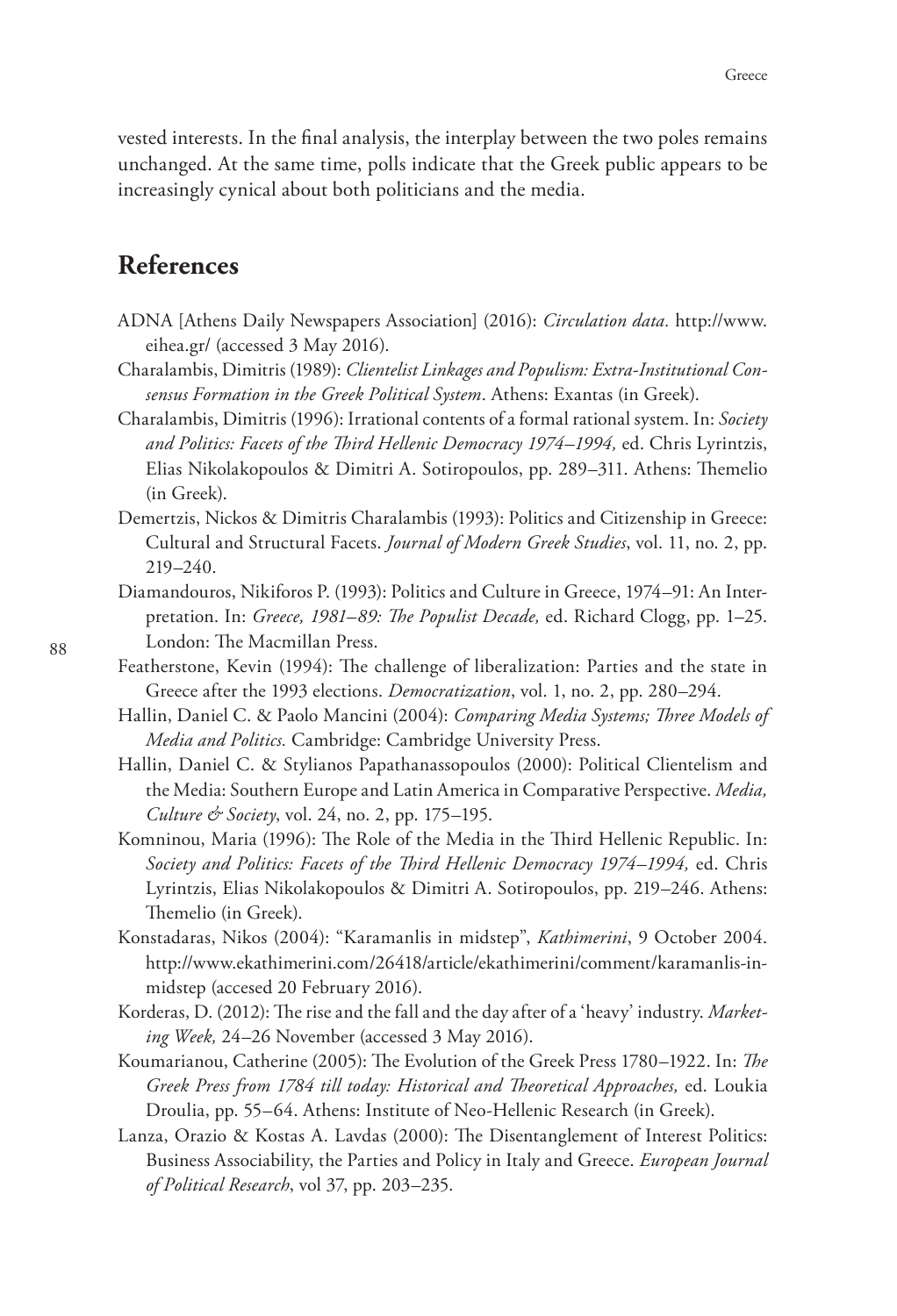vested interests. In the final analysis, the interplay between the two poles remains unchanged. At the same time, polls indicate that the Greek public appears to be increasingly cynical about both politicians and the media.

## References

ADNA [Athens Daily Newspapers Association] (2016): *Circulation data.* http://www.eihea.gr/ (accessed 3 May 2016).

Charalambis, Dimitris (1989): *Clientelist Linkages and Populism: Extra-Institutional Consensus Formation in the Greek Political System*. Athens: Exantas (in Greek).

Charalambis, Dimitris (1996): Irrational contents of a formal rational system. In: *Society and Politics: Facets of the Third Hellenic Democracy 1974–1994,* ed. Chris Lyrintzis, Elias Nikolakopoulos & Dimitri A. Sotiropoulos, pp. 289–311. Athens: Themelio (in Greek).

Demertzis, Nickos & Dimitris Charalambis (1993): Politics and Citizenship in Greece: Cultural and Structural Facets. *Journal of Modern Greek Studies*, vol. 11, no. 2, pp. 219–240.

Diamandouros, Nikiforos P. (1993): Politics and Culture in Greece, 1974–91: An Interpretation. In: *Greece, 1981–89: The Populist Decade,* ed. Richard Clogg, pp. 1–25. London: The Macmillan Press.

Featherstone, Kevin (1994): The challenge of liberalization: Parties and the state in Greece after the 1993 elections. *Democratization*, vol. 1, no. 2, pp. 280–294.

Hallin, Daniel C. & Paolo Mancini (2004): *Comparing Media Systems; Three Models of Media and Politics.* Cambridge: Cambridge University Press.

Hallin, Daniel C. & Stylianos Papathanassopoulos (2000): Political Clientelism and the Media: Southern Europe and Latin America in Comparative Perspective. *Media, Culture & Society*, vol. 24, no. 2, pp. 175–195.

Komninou, Maria (1996): The Role of the Media in the Third Hellenic Republic. In: *Society and Politics: Facets of the Third Hellenic Democracy 1974–1994,* ed. Chris Lyrintzis, Elias Nikolakopoulos & Dimitri A. Sotiropoulos, pp. 219–246. Athens: Themelio (in Greek).

Konstadaras, Nikos (2004): "Karamanlis in midstep", *Kathimerini*, 9 October 2004. http://www.ekathimerini.com/26418/article/ekathimerini/comment/karamanlis-in-midstep (accesed 20 February 2016).

Korderas, D. (2012): The rise and the fall and the day after of a 'heavy' industry. *Marketing Week,* 24–26 November (accessed 3 May 2016).

Koumarianou, Catherine (2005): The Evolution of the Greek Press 1780–1922. In: *The Greek Press from 1784 till today: Historical and Theoretical Approaches,* ed. Loukia Droulia, pp. 55–64. Athens: Institute of Neo-Hellenic Research (in Greek).

Lanza, Orazio & Kostas A. Lavdas (2000): The Disentanglement of Interest Politics: Business Associability, the Parties and Policy in Italy and Greece. *European Journal of Political Research*, vol 37, pp. 203–235.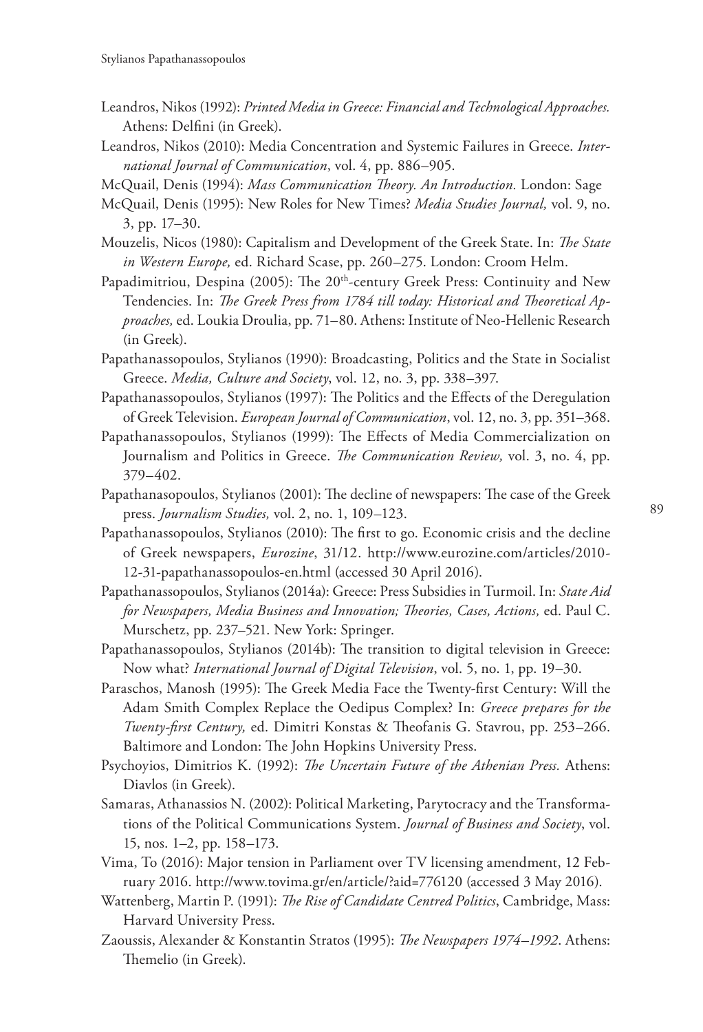Leandros, Nikos (1992): *Printed Media in Greece: Financial and Technological Approaches.* Athens: Delfini (in Greek).

Leandros, Nikos (2010): Media Concentration and Systemic Failures in Greece. *International Journal of Communication*, vol. 4, pp. 886–905.

McQuail, Denis (1994): *Mass Communication Theory. An Introduction.* London: Sage

McQuail, Denis (1995): New Roles for New Times? *Media Studies Journal,* vol. 9, no. 3, pp. 17–30.

Mouzelis, Nicos (1980): Capitalism and Development of the Greek State. In: *The State in Western Europe,* ed. Richard Scase, pp. 260–275. London: Croom Helm.

Papadimitriou, Despina (2005): The 20th-century Greek Press: Continuity and New Tendencies. In: *The Greek Press from 1784 till today: Historical and Theoretical Approaches,* ed. Loukia Droulia, pp. 71–80. Athens: Institute of Neo-Hellenic Research (in Greek).

Papathanassopoulos, Stylianos (1990): Broadcasting, Politics and the State in Socialist Greece. *Media, Culture and Society*, vol. 12, no. 3, pp. 338–397.

Papathanassopoulos, Stylianos (1997): The Politics and the Effects of the Deregulation of Greek Television. *European Journal of Communication*, vol. 12, no. 3, pp. 351–368.

Papathanassopoulos, Stylianos (1999): The Effects of Media Commercialization on Journalism and Politics in Greece. *The Communication Review,* vol. 3, no. 4, pp. 379–402.

Papathanasopoulos, Stylianos (2001): The decline of newspapers: The case of the Greek press. *Journalism Studies,* vol. 2, no. 1, 109–123.

Papathanassopoulos, Stylianos (2010): The first to go. Economic crisis and the decline of Greek newspapers, *Eurozine*, 31/12. http://www.eurozine.com/articles/2010-12-31-papathanassopoulos-en.html (accessed 30 April 2016).

Papathanassopoulos, Stylianos (2014a): Greece: Press Subsidies in Turmoil. In: *State Aid for Newspapers, Media Business and Innovation; Theories, Cases, Actions,* ed. Paul C. Murschetz, pp. 237–521. New York: Springer.

Papathanassopoulos, Stylianos (2014b): The transition to digital television in Greece: Now what? *International Journal of Digital Television*, vol. 5, no. 1, pp. 19–30.

Paraschos, Manosh (1995): The Greek Media Face the Twenty-first Century: Will the Adam Smith Complex Replace the Oedipus Complex? In: *Greece prepares for the Twenty-first Century,* ed. Dimitri Konstas & Theofanis G. Stavrou, pp. 253–266. Baltimore and London: The John Hopkins University Press.

Psychoyios, Dimitrios K. (1992): *The Uncertain Future of the Athenian Press.* Athens: Diavlos (in Greek).

Samaras, Athanassios N. (2002): Political Marketing, Parytocracy and the Transformations of the Political Communications System. *Journal of Business and Society*, vol. 15, nos. 1–2, pp. 158–173.

Vima, To (2016): Major tension in Parliament over TV licensing amendment, 12 February 2016. http://www.tovima.gr/en/article/?aid=776120 (accessed 3 May 2016).

Wattenberg, Martin P. (1991): *The Rise of Candidate Centred Politics*, Cambridge, Mass: Harvard University Press.

Zaoussis, Alexander & Konstantin Stratos (1995): *The Newspapers 1974–1992*. Athens: Themelio (in Greek).